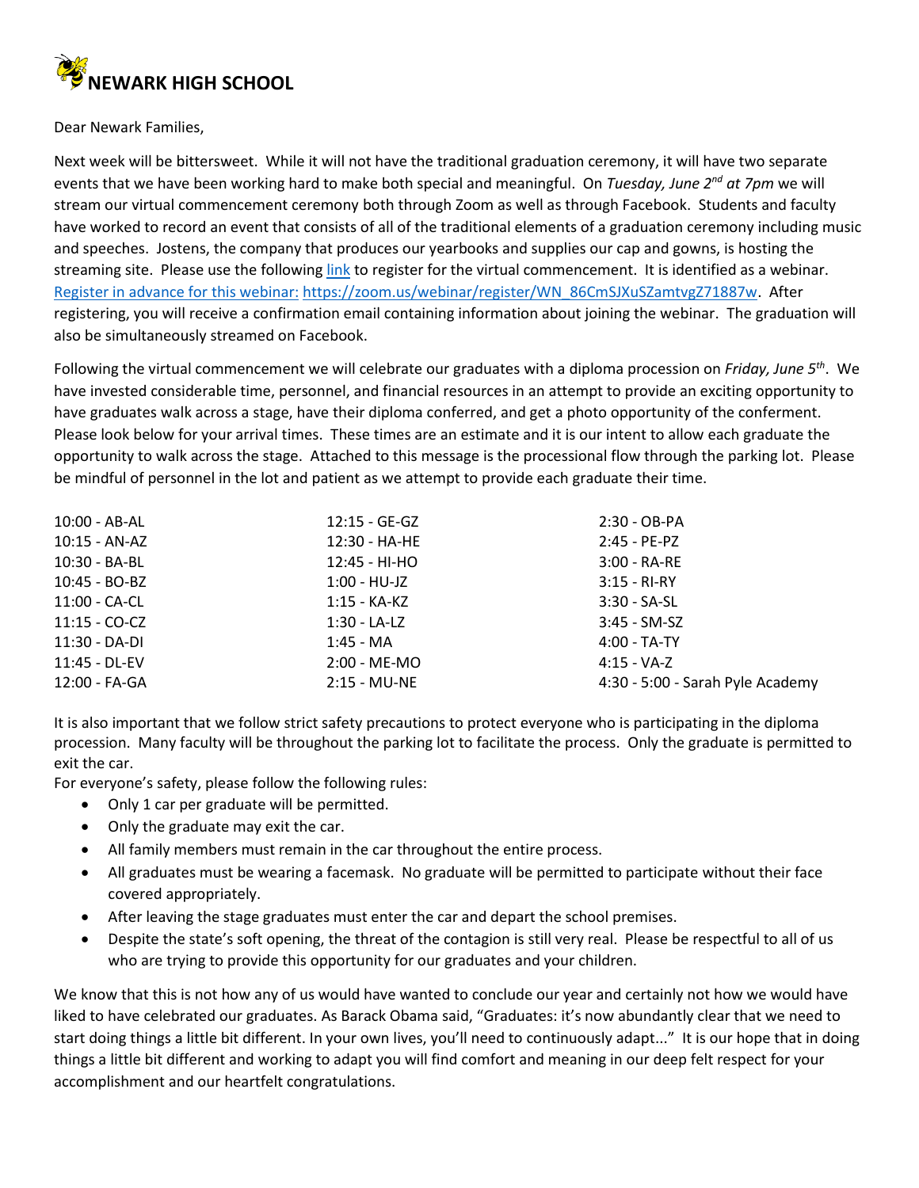# NEWARK HIGH SCHOOL

Dear Newark Families,

Next week will be bittersweet. While it will not have the traditional graduation ceremony, it will have two separate events that we have been working hard to make both special and meaningful. On *Tuesday, June 2nd at 7pm* we will stream our virtual commencement ceremony both through Zoom as well as through Facebook. Students and faculty have worked to record an event that consists of all of the traditional elements of a graduation ceremony including music and speeches. Jostens, the company that produces our yearbooks and supplies our cap and gowns, is hosting the streaming site. Please use the following link to register for the virtual commencement. It is identified as a webinar. Register in advance for this webinar: https://zoom.us/webinar/register/WN_86CmSJXuSZamtvgZ71887w. After registering, you will receive a confirmation email containing information about joining the webinar. The graduation will also be simultaneously streamed on Facebook.

Following the virtual commencement we will celebrate our graduates with a diploma procession on *Friday, June 5th*. We have invested considerable time, personnel, and financial resources in an attempt to provide an exciting opportunity to have graduates walk across a stage, have their diploma conferred, and get a photo opportunity of the conferment. Please look below for your arrival times. These times are an estimate and it is our intent to allow each graduate the opportunity to walk across the stage. Attached to this message is the processional flow through the parking lot. Please be mindful of personnel in the lot and patient as we attempt to provide each graduate their time.

| | | |
|---|---|---|
| 10:00 - AB-AL | 12:15 - GE-GZ | 2:30 - OB-PA |
| 10:15 - AN-AZ | 12:30 - HA-HE | 2:45 - PE-PZ |
| 10:30 - BA-BL | 12:45 - HI-HO | 3:00 - RA-RE |
| 10:45 - BO-BZ | 1:00 - HU-JZ | 3:15 - RI-RY |
| 11:00 - CA-CL | 1:15 - KA-KZ | 3:30 - SA-SL |
| 11:15 - CO-CZ | 1:30 - LA-LZ | 3:45 - SM-SZ |
| 11:30 - DA-DI | 1:45 - MA | 4:00 - TA-TY |
| 11:45 - DL-EV | 2:00 - ME-MO | 4:15 - VA-Z |
| 12:00 - FA-GA | 2:15 - MU-NE | 4:30 - 5:00 - Sarah Pyle Academy |

It is also important that we follow strict safety precautions to protect everyone who is participating in the diploma procession. Many faculty will be throughout the parking lot to facilitate the process. Only the graduate is permitted to exit the car.

For everyone's safety, please follow the following rules:

- Only 1 car per graduate will be permitted.
- Only the graduate may exit the car.
- All family members must remain in the car throughout the entire process.
- All graduates must be wearing a facemask. No graduate will be permitted to participate without their face covered appropriately.
- After leaving the stage graduates must enter the car and depart the school premises.
- Despite the state's soft opening, the threat of the contagion is still very real. Please be respectful to all of us who are trying to provide this opportunity for our graduates and your children.

We know that this is not how any of us would have wanted to conclude our year and certainly not how we would have liked to have celebrated our graduates. As Barack Obama said, "Graduates: it's now abundantly clear that we need to start doing things a little bit different. In your own lives, you'll need to continuously adapt..." It is our hope that in doing things a little bit different and working to adapt you will find comfort and meaning in our deep felt respect for your accomplishment and our heartfelt congratulations.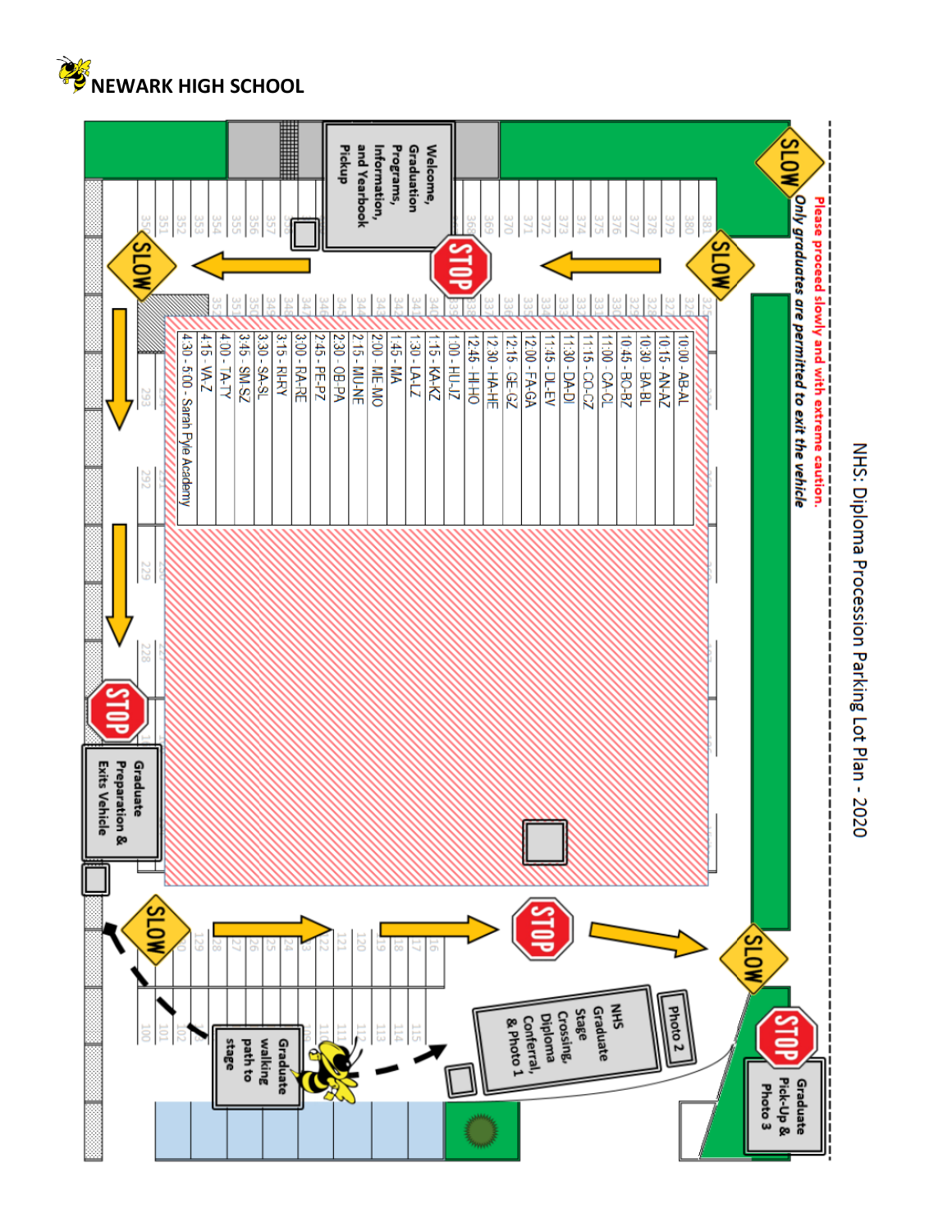NEWARK HIGH SCHOOL

# NHS: Diploma Procession Parking Lot Plan - 2020

**Please proceed slowly and with extreme caution.**

***Only graduates are permitted to exit the vehicle***

| | |
|---|---|
| 10:00 - AB-AL | |
| 10:15 - AN-AZ | |
| 10:30 - BA-BL | |
| 10:45 - BO-BZ | |
| 11:00 - CA-CL | |
| 11:15 - CO-CZ | |
| 11:30 - DA-DI | |
| 11:45 - DL-EV | |
| 12:00 - FA-GA | |
| 12:15 - GE-GZ | |
| 12:30 - HA-HE | |
| 12:45 - HI-HO | |
| 1:00 - HU-JZ | |
| 1:15 - KA-KZ | |
| 1:30 - LA-LZ | |
| 1:45 - MA | |
| 2:00 - ME-MO | |
| 2:15 - MU-NE | |
| 2:30 - OB-PA | |
| 2:45 - PE-PZ | |
| 3:00 - RA-RE | |
| 3:15 - RI-RY | |
| 3:30 - SA-SL | |
| 3:45 - SM-SZ | |
| 4:00 - TA-TY | |
| 4:15 - VA-Z | |
| 4:30 - 5:00 - Sarah Fyle Academy | |

Welcome, Graduation Programs, Information, and Yearbook Pickup

Graduate Preparation & Exits Vehicle

Graduate walking path to stage

NHS Graduate Stage Crossing, Diploma Conferral, & Photo 1

Photo 2

Graduate Pick-Up & Photo 3

SLOW

STOP